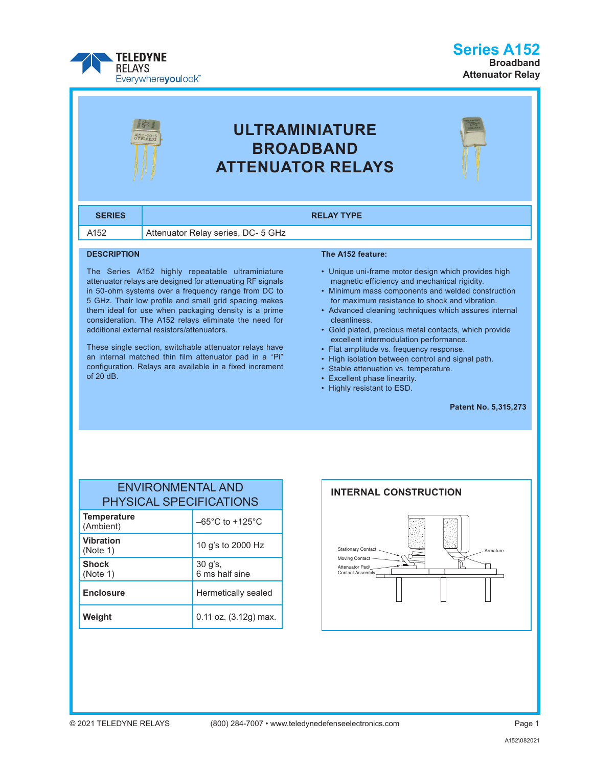# Series A152

**Broadband Attenuator Relay**

# ULTRAMINIATURE BROADBAND ATTENUATOR RELAYS

| SERIES | RELAY TYPE |
|---|---|
| A152 | Attenuator Relay series, DC- 5 GHz |

## DESCRIPTION

The Series A152 highly repeatable ultraminiature attenuator relays are designed for attenuating RF signals in 50-ohm systems over a frequency range from DC to 5 GHz. Their low profile and small grid spacing makes them ideal for use when packaging density is a prime consideration. The A152 relays eliminate the need for additional external resistors/attenuators.

These single section, switchable attenuator relays have an internal matched thin film attenuator pad in a "Pi" configuration. Relays are available in a fixed increment of 20 dB.

**The A152 feature:**

- Unique uni-frame motor design which provides high magnetic efficiency and mechanical rigidity.
- Minimum mass components and welded construction for maximum resistance to shock and vibration.
- Advanced cleaning techniques which assures internal cleanliness.
- Gold plated, precious metal contacts, which provide excellent intermodulation performance.
- Flat amplitude vs. frequency response.
- High isolation between control and signal path.
- Stable attenuation vs. temperature.
- Excellent phase linearity.
- Highly resistant to ESD.

**Patent No. 5,315,273**

## ENVIRONMENTAL AND PHYSICAL SPECIFICATIONS

| Parameter | Specification |
|---|---|
| **Temperature** (Ambient) | –65°C to +125°C |
| **Vibration** (Note 1) | 10 g's to 2000 Hz |
| **Shock** (Note 1) | 30 g's, 6 ms half sine |
| **Enclosure** | Hermetically sealed |
| **Weight** | 0.11 oz. (3.12g) max. |

## INTERNAL CONSTRUCTION

Stationary Contact
Moving Contact
Attenuator Pad/Contact Assembly
Armature

© 2021 TELEDYNE RELAYS (800) 284-7007 • www.teledynedefenseelectronics.com

A152\082021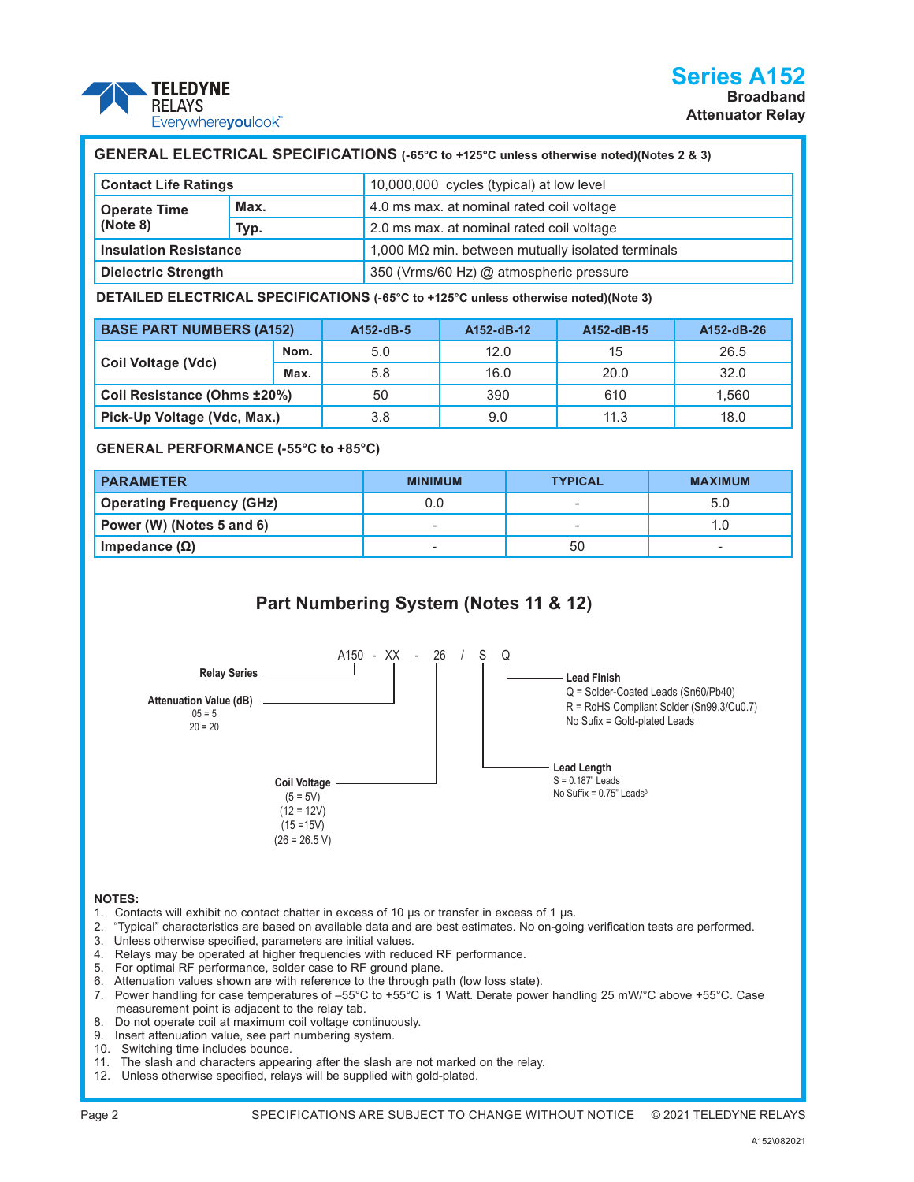# Series A152

**Broadband Attenuator Relay**

## GENERAL ELECTRICAL SPECIFICATIONS (-65°C to +125°C unless otherwise noted)(Notes 2 & 3)

| Contact Life Ratings | | 10,000,000 cycles (typical) at low level |
|---|---|---|
| Operate Time (Note 8) | Max. | 4.0 ms max. at nominal rated coil voltage |
| | Typ. | 2.0 ms max. at nominal rated coil voltage |
| Insulation Resistance | | 1,000 MΩ min. between mutually isolated terminals |
| Dielectric Strength | | 350 (Vrms/60 Hz) @ atmospheric pressure |

## DETAILED ELECTRICAL SPECIFICATIONS (-65°C to +125°C unless otherwise noted)(Note 3)

| BASE PART NUMBERS (A152) | | A152-dB-5 | A152-dB-12 | A152-dB-15 | A152-dB-26 |
|---|---|---|---|---|---|
| Coil Voltage (Vdc) | Nom. | 5.0 | 12.0 | 15 | 26.5 |
| | Max. | 5.8 | 16.0 | 20.0 | 32.0 |
| Coil Resistance (Ohms ±20%) | | 50 | 390 | 610 | 1,560 |
| Pick-Up Voltage (Vdc, Max.) | | 3.8 | 9.0 | 11.3 | 18.0 |

## GENERAL PERFORMANCE (-55°C to +85°C)

| PARAMETER | MINIMUM | TYPICAL | MAXIMUM |
|---|---|---|---|
| Operating Frequency (GHz) | 0.0 | - | 5.0 |
| Power (W) (Notes 5 and 6) | - | - | 1.0 |
| Impedance (Ω) | - | 50 | - |

## Part Numbering System (Notes 11 & 12)

A150 - XX - 26 / S Q

- **Relay Series**: A150
- **Attenuation Value (dB)**: 05 = 5; 20 = 20
- **Coil Voltage**: (5 = 5V); (12 = 12V); (15 =15V); (26 = 26.5 V)
- **Lead Length**: S = 0.187" Leads; No Suffix = 0.75" Leads[3]
- **Lead Finish**: Q = Solder-Coated Leads (Sn60/Pb40); R = RoHS Compliant Solder (Sn99.3/Cu0.7); No Sufix = Gold-plated Leads

**NOTES:**

1. Contacts will exhibit no contact chatter in excess of 10 µs or transfer in excess of 1 µs.
2. "Typical" characteristics are based on available data and are best estimates. No on-going verification tests are performed.
3. Unless otherwise specified, parameters are initial values.
4. Relays may be operated at higher frequencies with reduced RF performance.
5. For optimal RF performance, solder case to RF ground plane.
6. Attenuation values shown are with reference to the through path (low loss state).
7. Power handling for case temperatures of –55°C to +55°C is 1 Watt. Derate power handling 25 mW/°C above +55°C. Case measurement point is adjacent to the relay tab.
8. Do not operate coil at maximum coil voltage continuously.
9. Insert attenuation value, see part numbering system.
10. Switching time includes bounce.
11. The slash and characters appearing after the slash are not marked on the relay.
12. Unless otherwise specified, relays will be supplied with gold-plated.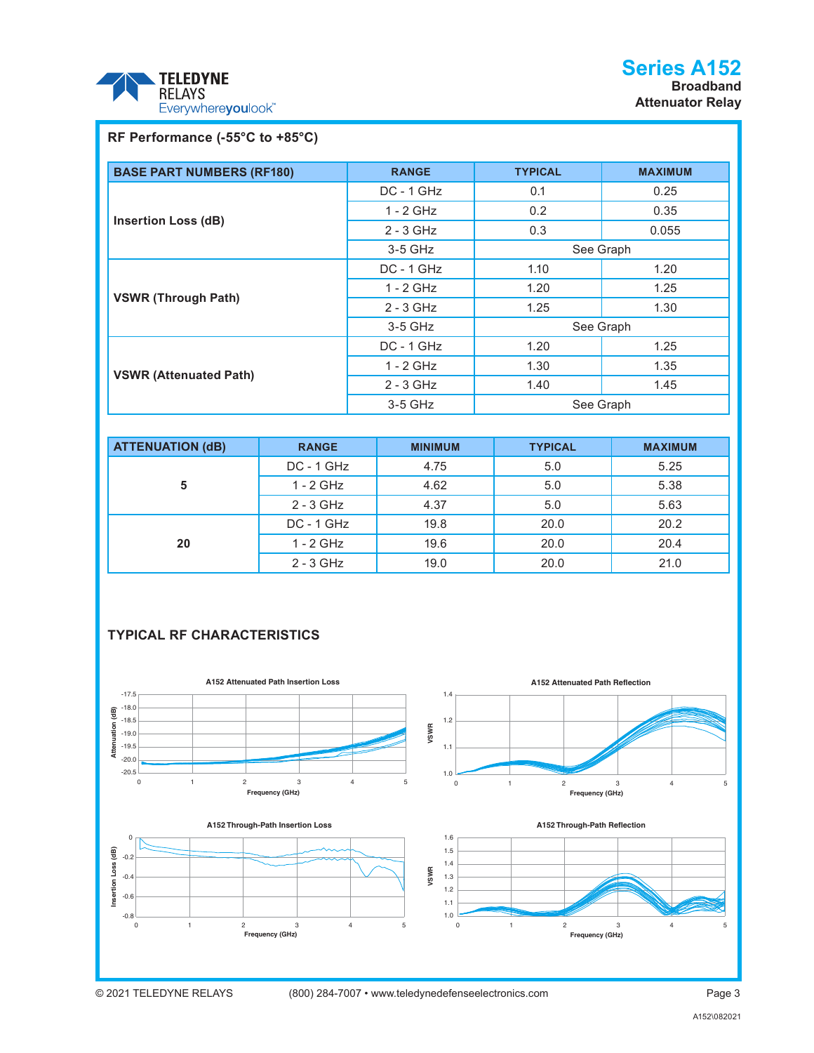## RF Performance (-55°C to +85°C)

| BASE PART NUMBERS (RF180) | RANGE | TYPICAL | MAXIMUM |
|---|---|---|---|
| Insertion Loss (dB) | DC - 1 GHz | 0.1 | 0.25 |
| | 1 - 2 GHz | 0.2 | 0.35 |
| | 2 - 3 GHz | 0.3 | 0.055 |
| | 3-5 GHz | See Graph | |
| VSWR (Through Path) | DC - 1 GHz | 1.10 | 1.20 |
| | 1 - 2 GHz | 1.20 | 1.25 |
| | 2 - 3 GHz | 1.25 | 1.30 |
| | 3-5 GHz | See Graph | |
| VSWR (Attenuated Path) | DC - 1 GHz | 1.20 | 1.25 |
| | 1 - 2 GHz | 1.30 | 1.35 |
| | 2 - 3 GHz | 1.40 | 1.45 |
| | 3-5 GHz | See Graph | |

| ATTENUATION (dB) | RANGE | MINIMUM | TYPICAL | MAXIMUM |
|---|---|---|---|---|
| 5 | DC - 1 GHz | 4.75 | 5.0 | 5.25 |
| | 1 - 2 GHz | 4.62 | 5.0 | 5.38 |
| | 2 - 3 GHz | 4.37 | 5.0 | 5.63 |
| 20 | DC - 1 GHz | 19.8 | 20.0 | 20.2 |
| | 1 - 2 GHz | 19.6 | 20.0 | 20.4 |
| | 2 - 3 GHz | 19.0 | 20.0 | 21.0 |

## TYPICAL RF CHARACTERISTICS

A152 Attenuated Path Insertion Loss

A152 Attenuated Path Reflection

A152 Through-Path Insertion Loss

A152 Through-Path Reflection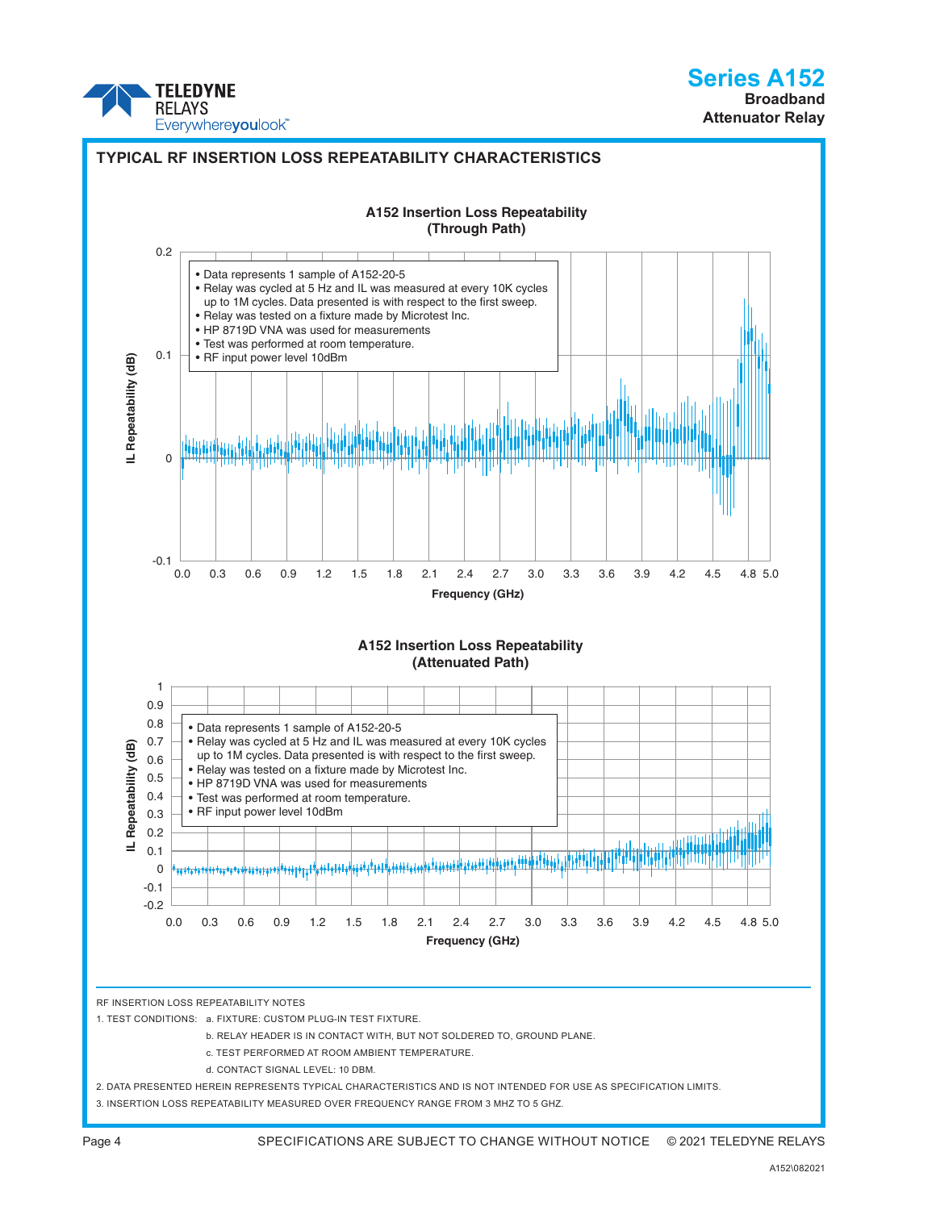## TYPICAL RF INSERTION LOSS REPEATABILITY CHARACTERISTICS

**A152 Insertion Loss Repeatability (Through Path)**

- Data represents 1 sample of A152-20-5
- Relay was cycled at 5 Hz and IL was measured at every 10K cycles up to 1M cycles. Data presented is with respect to the first sweep.
- Relay was tested on a fixture made by Microtest Inc.
- HP 8719D VNA was used for measurements
- Test was performed at room temperature.
- RF input power level 10dBm

IL Repeatability (dB) vs. Frequency (GHz)

**A152 Insertion Loss Repeatability (Attenuated Path)**

- Data represents 1 sample of A152-20-5
- Relay was cycled at 5 Hz and IL was measured at every 10K cycles up to 1M cycles. Data presented is with respect to the first sweep.
- Relay was tested on a fixture made by Microtest Inc.
- HP 8719D VNA was used for measurements
- Test was performed at room temperature.
- RF input power level 10dBm

IL Repeatability (dB) vs. Frequency (GHz)

RF INSERTION LOSS REPEATABILITY NOTES

1. TEST CONDITIONS:
   a. FIXTURE: CUSTOM PLUG-IN TEST FIXTURE.
   b. RELAY HEADER IS IN CONTACT WITH, BUT NOT SOLDERED TO, GROUND PLANE.
   c. TEST PERFORMED AT ROOM AMBIENT TEMPERATURE.
   d. CONTACT SIGNAL LEVEL: 10 DBM.
2. DATA PRESENTED HEREIN REPRESENTS TYPICAL CHARACTERISTICS AND IS NOT INTENDED FOR USE AS SPECIFICATION LIMITS.
3. INSERTION LOSS REPEATABILITY MEASURED OVER FREQUENCY RANGE FROM 3 MHZ TO 5 GHZ.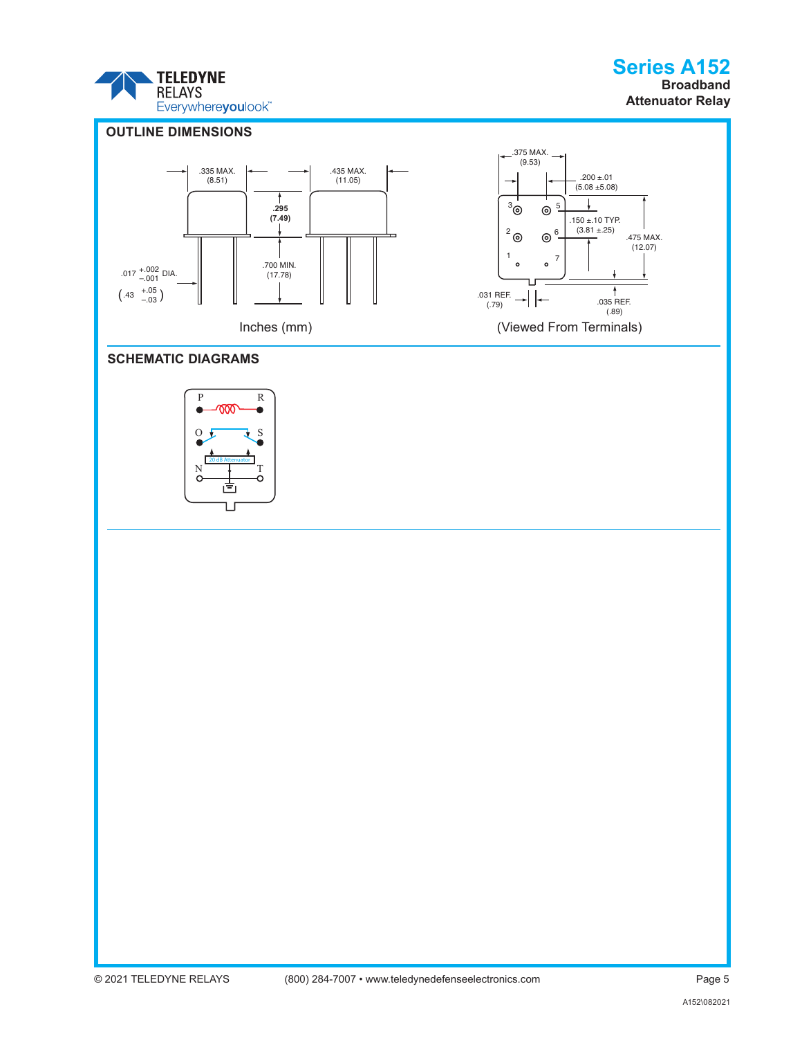## OUTLINE DIMENSIONS

.335 MAX.
(8.51)

.435 MAX.
(11.05)

.295
(7.49)

.700 MIN.
(17.78)

.017 $^{+.002}_{-.001}$ DIA.
(.43 $^{+.05}_{-.03}$)

Inches (mm)

.375 MAX.
(9.53)

.200 ±.01
(5.08 ±5.08)

.150 ±.10 TYP.
(3.81 ±.25)

.475 MAX.
(12.07)

.031 REF.
(.79)

.035 REF.
(.89)

3 5 2 6 1 7

(Viewed From Terminals)

## SCHEMATIC DIAGRAMS

P R
O S
20 dB Attenuator
N T